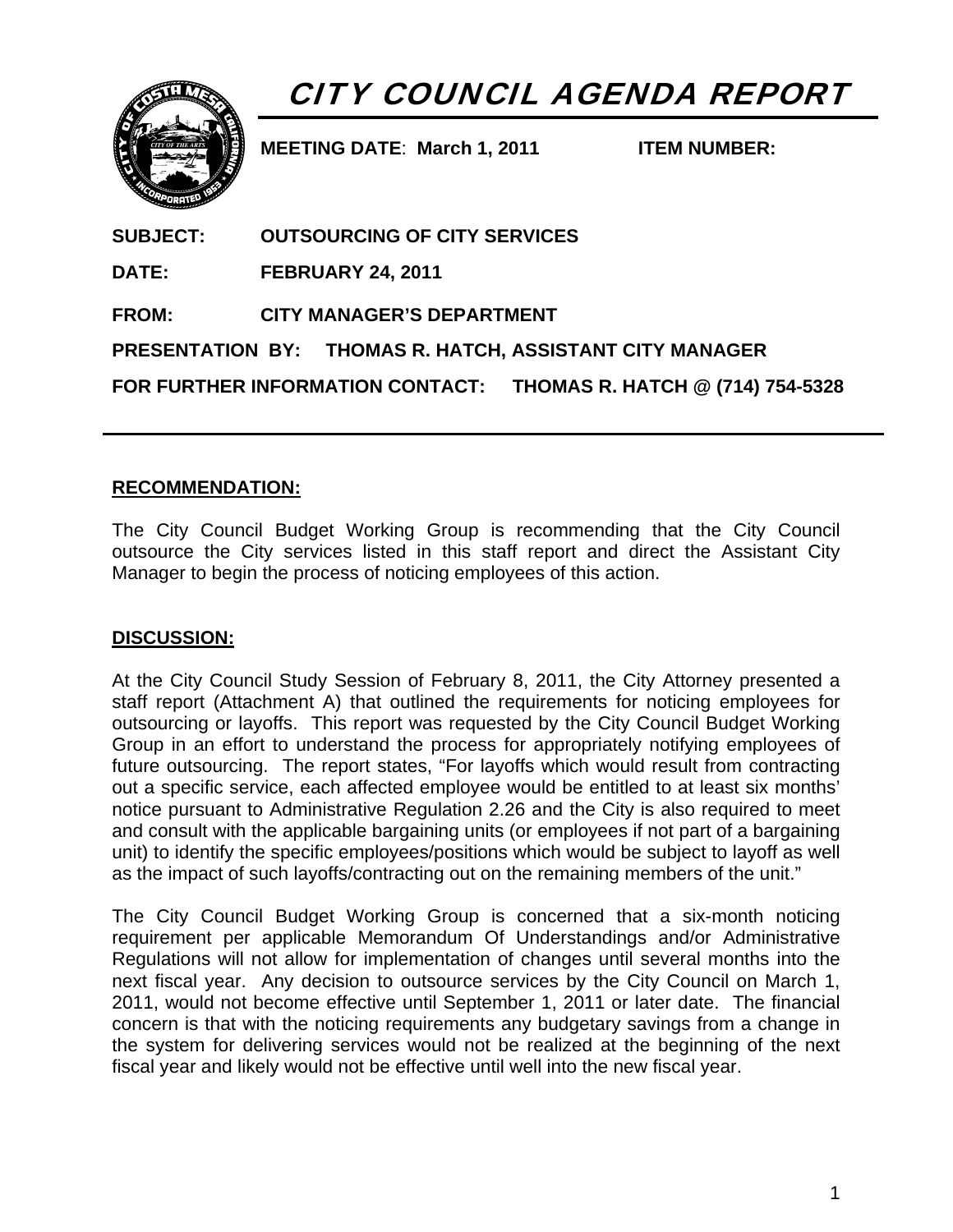# CITY COUNCIL AGENDA REPORT

**MEETING DATE**: **March 1, 2011** **ITEM NUMBER:**

**SUBJECT:** **OUTSOURCING OF CITY SERVICES**

**DATE:** **FEBRUARY 24, 2011**

**FROM:** **CITY MANAGER'S DEPARTMENT**

**PRESENTATION BY:** **THOMAS R. HATCH, ASSISTANT CITY MANAGER**

**FOR FURTHER INFORMATION CONTACT:** **THOMAS R. HATCH @ (714) 754-5328**

---

## RECOMMENDATION:

The City Council Budget Working Group is recommending that the City Council outsource the City services listed in this staff report and direct the Assistant City Manager to begin the process of noticing employees of this action.

## DISCUSSION:

At the City Council Study Session of February 8, 2011, the City Attorney presented a staff report (Attachment A) that outlined the requirements for noticing employees for outsourcing or layoffs. This report was requested by the City Council Budget Working Group in an effort to understand the process for appropriately notifying employees of future outsourcing. The report states, "For layoffs which would result from contracting out a specific service, each affected employee would be entitled to at least six months' notice pursuant to Administrative Regulation 2.26 and the City is also required to meet and consult with the applicable bargaining units (or employees if not part of a bargaining unit) to identify the specific employees/positions which would be subject to layoff as well as the impact of such layoffs/contracting out on the remaining members of the unit."

The City Council Budget Working Group is concerned that a six-month noticing requirement per applicable Memorandum Of Understandings and/or Administrative Regulations will not allow for implementation of changes until several months into the next fiscal year. Any decision to outsource services by the City Council on March 1, 2011, would not become effective until September 1, 2011 or later date. The financial concern is that with the noticing requirements any budgetary savings from a change in the system for delivering services would not be realized at the beginning of the next fiscal year and likely would not be effective until well into the new fiscal year.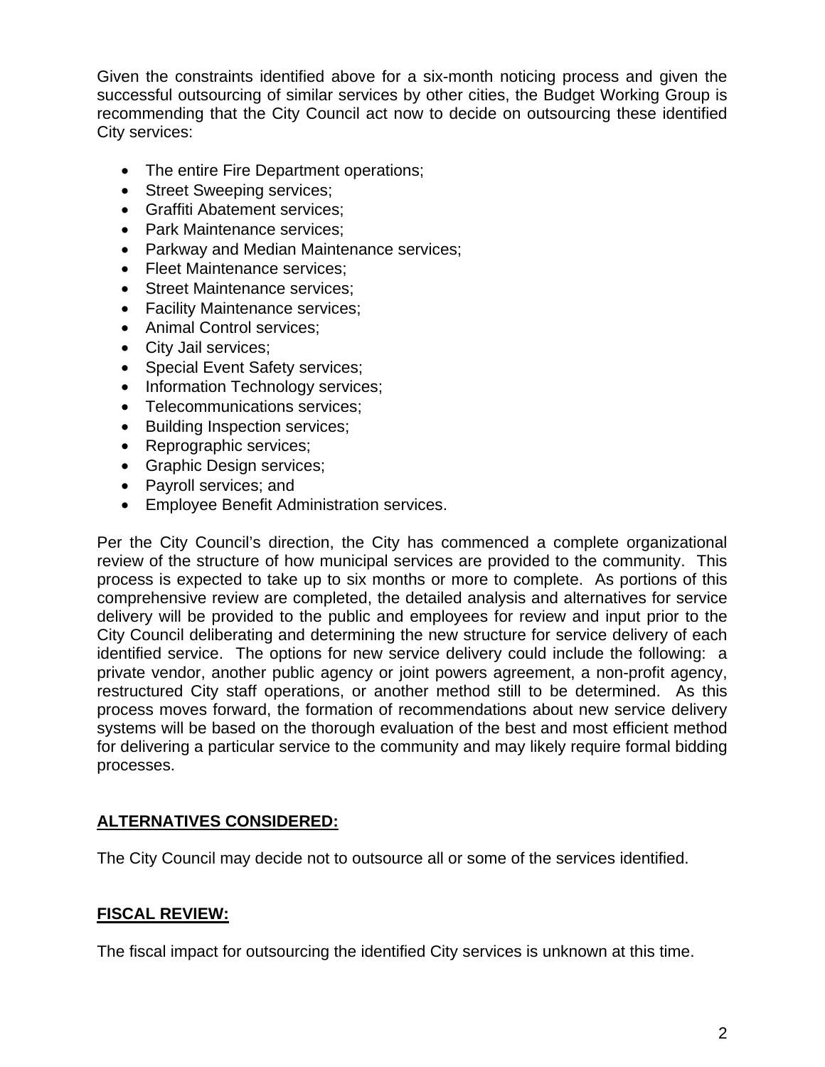Given the constraints identified above for a six-month noticing process and given the successful outsourcing of similar services by other cities, the Budget Working Group is recommending that the City Council act now to decide on outsourcing these identified City services:

- The entire Fire Department operations;
- Street Sweeping services;
- Graffiti Abatement services;
- Park Maintenance services;
- Parkway and Median Maintenance services;
- Fleet Maintenance services;
- Street Maintenance services;
- Facility Maintenance services;
- Animal Control services;
- City Jail services;
- Special Event Safety services;
- Information Technology services;
- Telecommunications services;
- Building Inspection services;
- Reprographic services;
- Graphic Design services;
- Payroll services; and
- Employee Benefit Administration services.

Per the City Council's direction, the City has commenced a complete organizational review of the structure of how municipal services are provided to the community. This process is expected to take up to six months or more to complete. As portions of this comprehensive review are completed, the detailed analysis and alternatives for service delivery will be provided to the public and employees for review and input prior to the City Council deliberating and determining the new structure for service delivery of each identified service. The options for new service delivery could include the following: a private vendor, another public agency or joint powers agreement, a non-profit agency, restructured City staff operations, or another method still to be determined. As this process moves forward, the formation of recommendations about new service delivery systems will be based on the thorough evaluation of the best and most efficient method for delivering a particular service to the community and may likely require formal bidding processes.

## ALTERNATIVES CONSIDERED:

The City Council may decide not to outsource all or some of the services identified.

## FISCAL REVIEW:

The fiscal impact for outsourcing the identified City services is unknown at this time.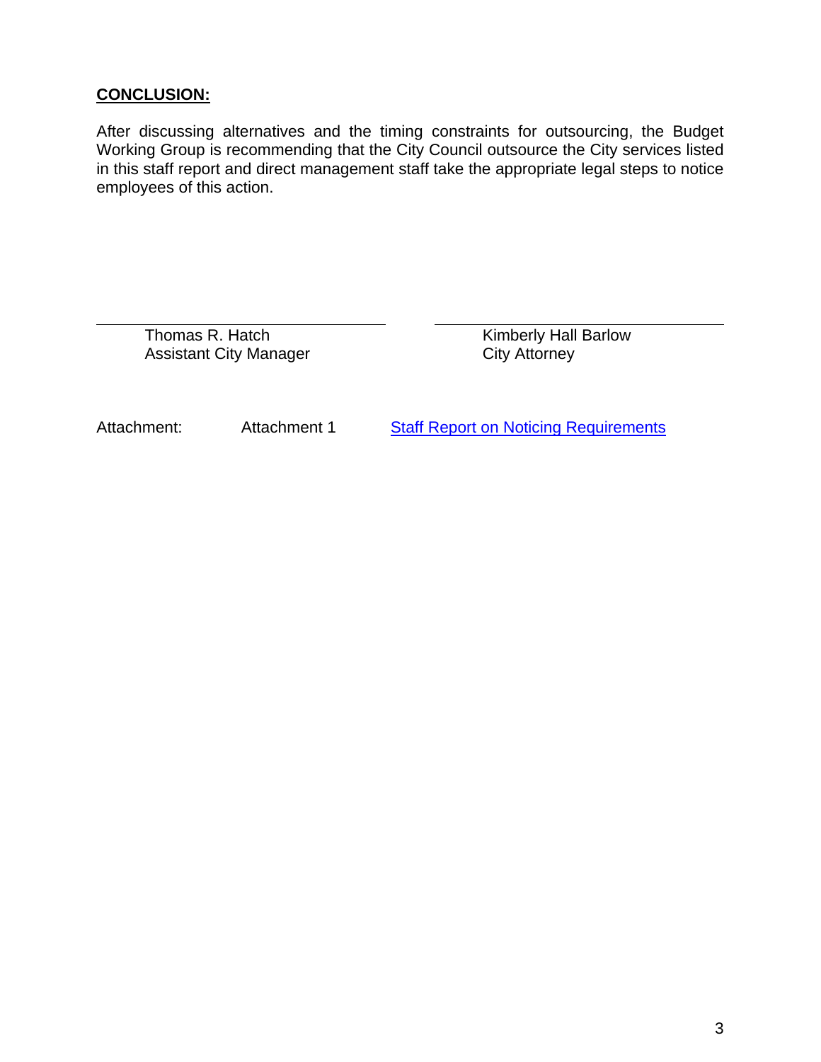**CONCLUSION:**

After discussing alternatives and the timing constraints for outsourcing, the Budget Working Group is recommending that the City Council outsource the City services listed in this staff report and direct management staff take the appropriate legal steps to notice employees of this action.

Thomas R. Hatch
Assistant City Manager

Kimberly Hall Barlow
City Attorney

Attachment: Attachment 1 Staff Report on Noticing Requirements